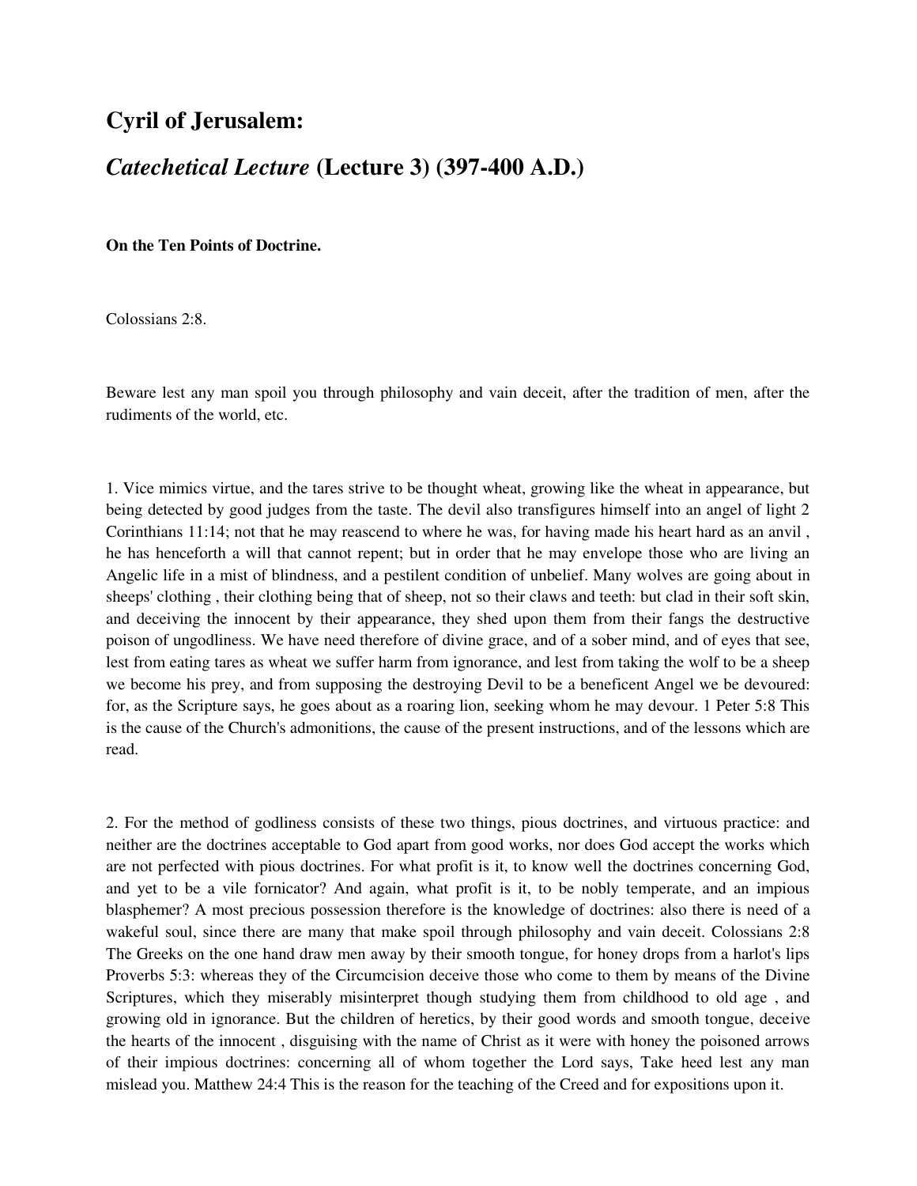## Cyril of Jerusalem:

## *Catechetical Lecture* (Lecture 3) (397-400 A.D.)

**On the Ten Points of Doctrine.**

Colossians 2:8.

Beware lest any man spoil you through philosophy and vain deceit, after the tradition of men, after the rudiments of the world, etc.

1. Vice mimics virtue, and the tares strive to be thought wheat, growing like the wheat in appearance, but being detected by good judges from the taste. The devil also transfigures himself into an angel of light 2 Corinthians 11:14; not that he may reascend to where he was, for having made his heart hard as an anvil , he has henceforth a will that cannot repent; but in order that he may envelope those who are living an Angelic life in a mist of blindness, and a pestilent condition of unbelief. Many wolves are going about in sheeps' clothing , their clothing being that of sheep, not so their claws and teeth: but clad in their soft skin, and deceiving the innocent by their appearance, they shed upon them from their fangs the destructive poison of ungodliness. We have need therefore of divine grace, and of a sober mind, and of eyes that see, lest from eating tares as wheat we suffer harm from ignorance, and lest from taking the wolf to be a sheep we become his prey, and from supposing the destroying Devil to be a beneficent Angel we be devoured: for, as the Scripture says, he goes about as a roaring lion, seeking whom he may devour. 1 Peter 5:8 This is the cause of the Church's admonitions, the cause of the present instructions, and of the lessons which are read.

2. For the method of godliness consists of these two things, pious doctrines, and virtuous practice: and neither are the doctrines acceptable to God apart from good works, nor does God accept the works which are not perfected with pious doctrines. For what profit is it, to know well the doctrines concerning God, and yet to be a vile fornicator? And again, what profit is it, to be nobly temperate, and an impious blasphemer? A most precious possession therefore is the knowledge of doctrines: also there is need of a wakeful soul, since there are many that make spoil through philosophy and vain deceit. Colossians 2:8 The Greeks on the one hand draw men away by their smooth tongue, for honey drops from a harlot's lips Proverbs 5:3: whereas they of the Circumcision deceive those who come to them by means of the Divine Scriptures, which they miserably misinterpret though studying them from childhood to old age , and growing old in ignorance. But the children of heretics, by their good words and smooth tongue, deceive the hearts of the innocent , disguising with the name of Christ as it were with honey the poisoned arrows of their impious doctrines: concerning all of whom together the Lord says, Take heed lest any man mislead you. Matthew 24:4 This is the reason for the teaching of the Creed and for expositions upon it.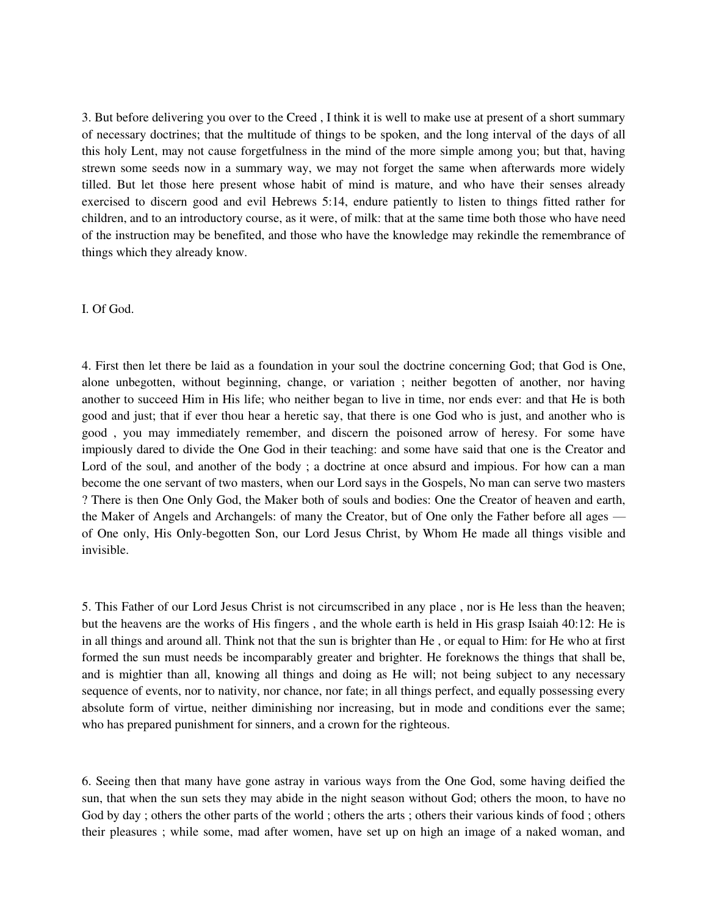3. But before delivering you over to the Creed , I think it is well to make use at present of a short summary of necessary doctrines; that the multitude of things to be spoken, and the long interval of the days of all this holy Lent, may not cause forgetfulness in the mind of the more simple among you; but that, having strewn some seeds now in a summary way, we may not forget the same when afterwards more widely tilled. But let those here present whose habit of mind is mature, and who have their senses already exercised to discern good and evil Hebrews 5:14, endure patiently to listen to things fitted rather for children, and to an introductory course, as it were, of milk: that at the same time both those who have need of the instruction may be benefited, and those who have the knowledge may rekindle the remembrance of things which they already know.

## I. Of God.

4. First then let there be laid as a foundation in your soul the doctrine concerning God; that God is One, alone unbegotten, without beginning, change, or variation ; neither begotten of another, nor having another to succeed Him in His life; who neither began to live in time, nor ends ever: and that He is both good and just; that if ever thou hear a heretic say, that there is one God who is just, and another who is good , you may immediately remember, and discern the poisoned arrow of heresy. For some have impiously dared to divide the One God in their teaching: and some have said that one is the Creator and Lord of the soul, and another of the body ; a doctrine at once absurd and impious. For how can a man become the one servant of two masters, when our Lord says in the Gospels, No man can serve two masters ? There is then One Only God, the Maker both of souls and bodies: One the Creator of heaven and earth, the Maker of Angels and Archangels: of many the Creator, but of One only the Father before all ages — of One only, His Only-begotten Son, our Lord Jesus Christ, by Whom He made all things visible and invisible.

5. This Father of our Lord Jesus Christ is not circumscribed in any place , nor is He less than the heaven; but the heavens are the works of His fingers , and the whole earth is held in His grasp Isaiah 40:12: He is in all things and around all. Think not that the sun is brighter than He , or equal to Him: for He who at first formed the sun must needs be incomparably greater and brighter. He foreknows the things that shall be, and is mightier than all, knowing all things and doing as He will; not being subject to any necessary sequence of events, nor to nativity, nor chance, nor fate; in all things perfect, and equally possessing every absolute form of virtue, neither diminishing nor increasing, but in mode and conditions ever the same; who has prepared punishment for sinners, and a crown for the righteous.

6. Seeing then that many have gone astray in various ways from the One God, some having deified the sun, that when the sun sets they may abide in the night season without God; others the moon, to have no God by day ; others the other parts of the world ; others the arts ; others their various kinds of food ; others their pleasures ; while some, mad after women, have set up on high an image of a naked woman, and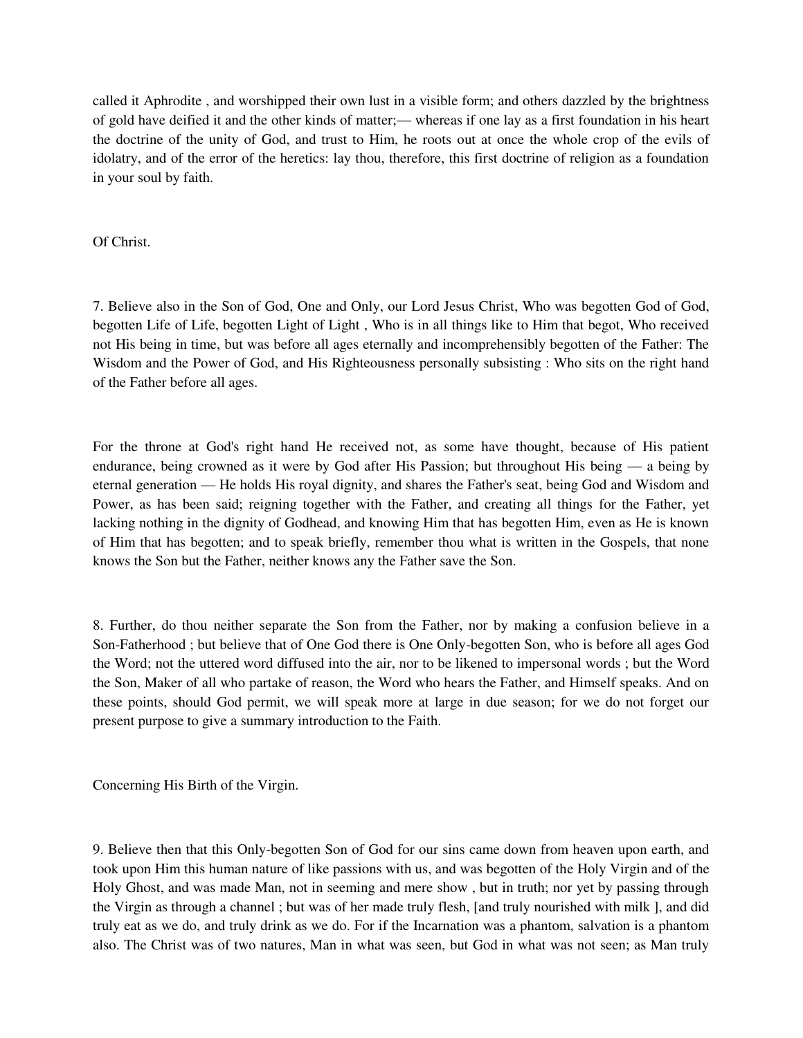called it Aphrodite , and worshipped their own lust in a visible form; and others dazzled by the brightness of gold have deified it and the other kinds of matter;— whereas if one lay as a first foundation in his heart the doctrine of the unity of God, and trust to Him, he roots out at once the whole crop of the evils of idolatry, and of the error of the heretics: lay thou, therefore, this first doctrine of religion as a foundation in your soul by faith.

## Of Christ.

7. Believe also in the Son of God, One and Only, our Lord Jesus Christ, Who was begotten God of God, begotten Life of Life, begotten Light of Light , Who is in all things like to Him that begot, Who received not His being in time, but was before all ages eternally and incomprehensibly begotten of the Father: The Wisdom and the Power of God, and His Righteousness personally subsisting : Who sits on the right hand of the Father before all ages.

For the throne at God's right hand He received not, as some have thought, because of His patient endurance, being crowned as it were by God after His Passion; but throughout His being — a being by eternal generation — He holds His royal dignity, and shares the Father's seat, being God and Wisdom and Power, as has been said; reigning together with the Father, and creating all things for the Father, yet lacking nothing in the dignity of Godhead, and knowing Him that has begotten Him, even as He is known of Him that has begotten; and to speak briefly, remember thou what is written in the Gospels, that none knows the Son but the Father, neither knows any the Father save the Son.

8. Further, do thou neither separate the Son from the Father, nor by making a confusion believe in a Son-Fatherhood ; but believe that of One God there is One Only-begotten Son, who is before all ages God the Word; not the uttered word diffused into the air, nor to be likened to impersonal words ; but the Word the Son, Maker of all who partake of reason, the Word who hears the Father, and Himself speaks. And on these points, should God permit, we will speak more at large in due season; for we do not forget our present purpose to give a summary introduction to the Faith.

## Concerning His Birth of the Virgin.

9. Believe then that this Only-begotten Son of God for our sins came down from heaven upon earth, and took upon Him this human nature of like passions with us, and was begotten of the Holy Virgin and of the Holy Ghost, and was made Man, not in seeming and mere show , but in truth; nor yet by passing through the Virgin as through a channel ; but was of her made truly flesh, [and truly nourished with milk ], and did truly eat as we do, and truly drink as we do. For if the Incarnation was a phantom, salvation is a phantom also. The Christ was of two natures, Man in what was seen, but God in what was not seen; as Man truly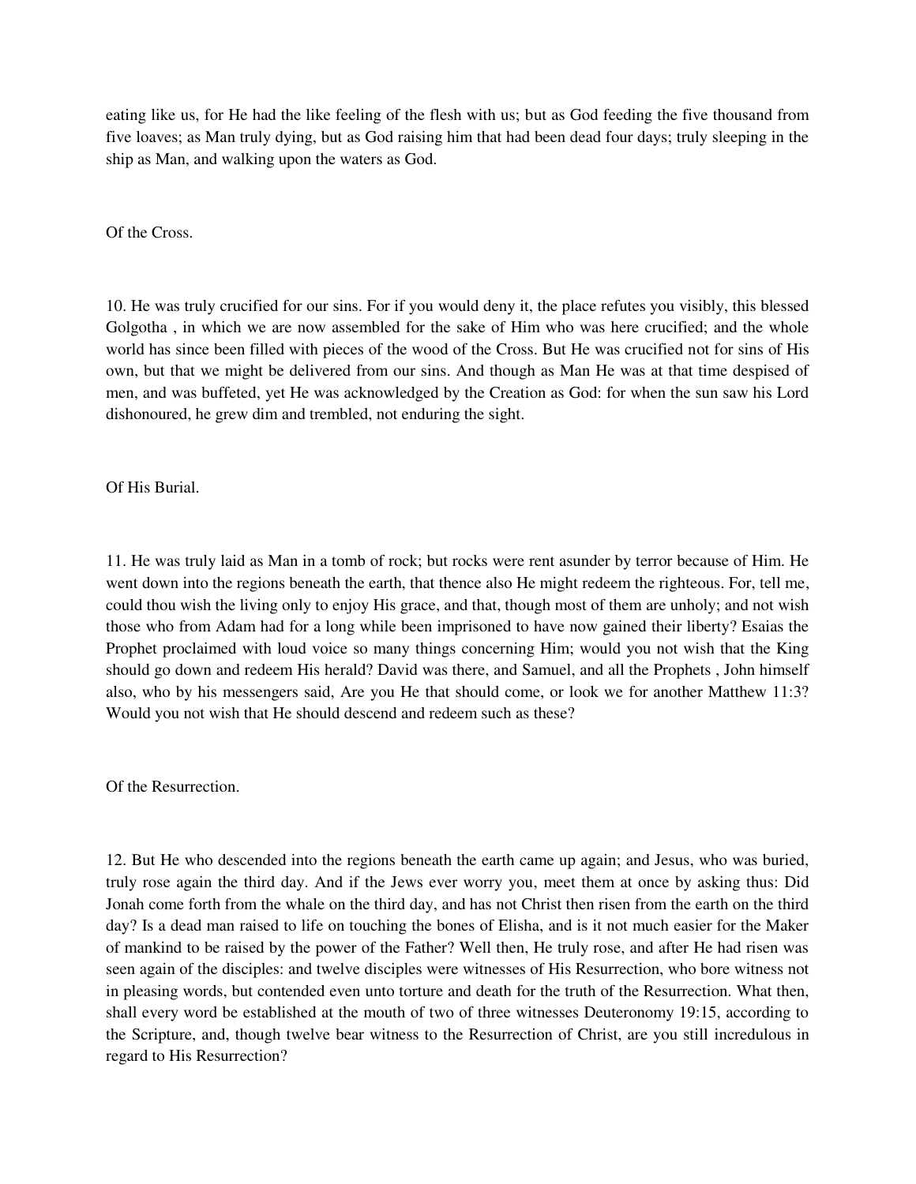eating like us, for He had the like feeling of the flesh with us; but as God feeding the five thousand from five loaves; as Man truly dying, but as God raising him that had been dead four days; truly sleeping in the ship as Man, and walking upon the waters as God.

### Of the Cross.

10. He was truly crucified for our sins. For if you would deny it, the place refutes you visibly, this blessed Golgotha , in which we are now assembled for the sake of Him who was here crucified; and the whole world has since been filled with pieces of the wood of the Cross. But He was crucified not for sins of His own, but that we might be delivered from our sins. And though as Man He was at that time despised of men, and was buffeted, yet He was acknowledged by the Creation as God: for when the sun saw his Lord dishonoured, he grew dim and trembled, not enduring the sight.

### Of His Burial.

11. He was truly laid as Man in a tomb of rock; but rocks were rent asunder by terror because of Him. He went down into the regions beneath the earth, that thence also He might redeem the righteous. For, tell me, could thou wish the living only to enjoy His grace, and that, though most of them are unholy; and not wish those who from Adam had for a long while been imprisoned to have now gained their liberty? Esaias the Prophet proclaimed with loud voice so many things concerning Him; would you not wish that the King should go down and redeem His herald? David was there, and Samuel, and all the Prophets , John himself also, who by his messengers said, Are you He that should come, or look we for another Matthew 11:3? Would you not wish that He should descend and redeem such as these?

### Of the Resurrection.

12. But He who descended into the regions beneath the earth came up again; and Jesus, who was buried, truly rose again the third day. And if the Jews ever worry you, meet them at once by asking thus: Did Jonah come forth from the whale on the third day, and has not Christ then risen from the earth on the third day? Is a dead man raised to life on touching the bones of Elisha, and is it not much easier for the Maker of mankind to be raised by the power of the Father? Well then, He truly rose, and after He had risen was seen again of the disciples: and twelve disciples were witnesses of His Resurrection, who bore witness not in pleasing words, but contended even unto torture and death for the truth of the Resurrection. What then, shall every word be established at the mouth of two of three witnesses Deuteronomy 19:15, according to the Scripture, and, though twelve bear witness to the Resurrection of Christ, are you still incredulous in regard to His Resurrection?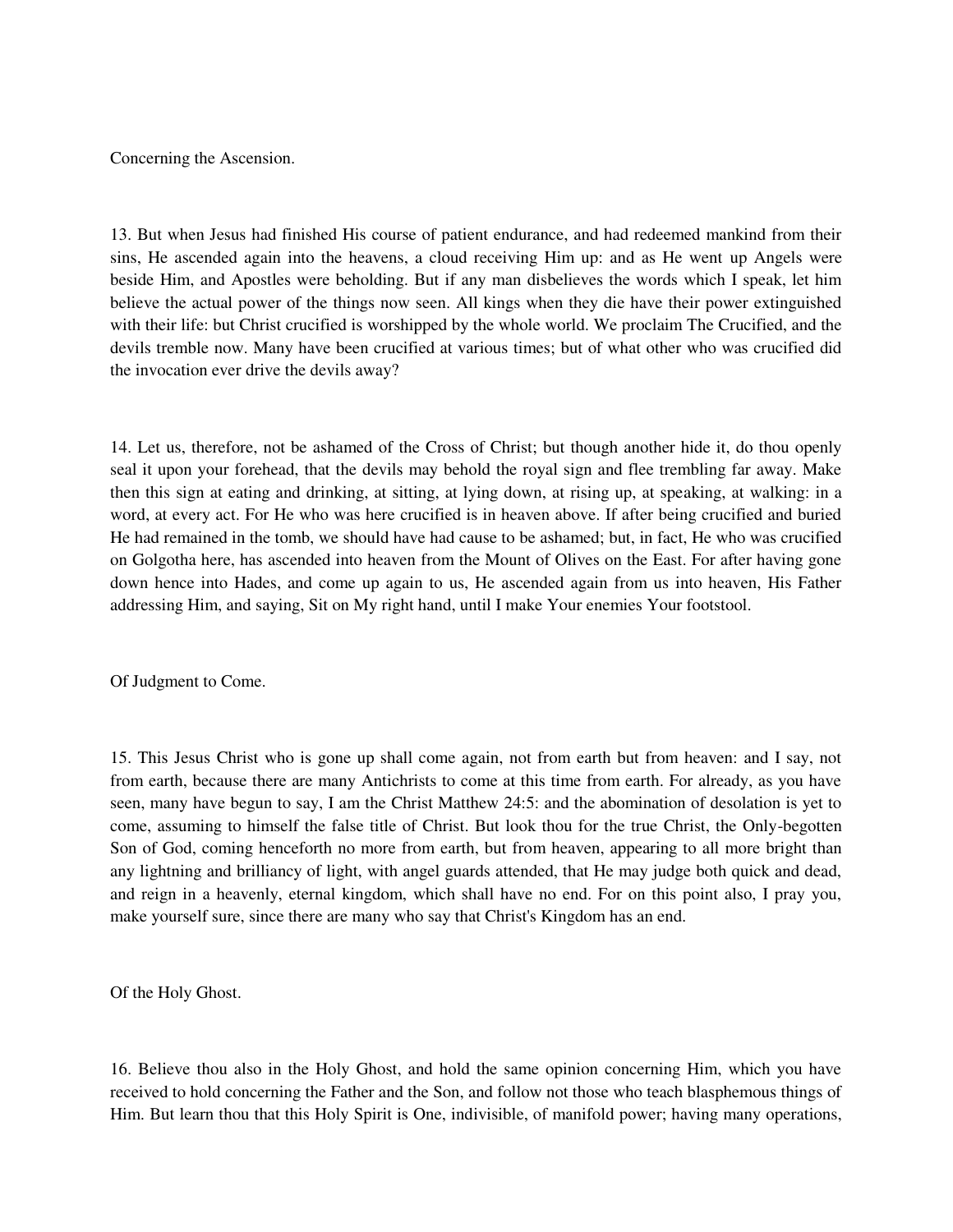## Concerning the Ascension.

13. But when Jesus had finished His course of patient endurance, and had redeemed mankind from their sins, He ascended again into the heavens, a cloud receiving Him up: and as He went up Angels were beside Him, and Apostles were beholding. But if any man disbelieves the words which I speak, let him believe the actual power of the things now seen. All kings when they die have their power extinguished with their life: but Christ crucified is worshipped by the whole world. We proclaim The Crucified, and the devils tremble now. Many have been crucified at various times; but of what other who was crucified did the invocation ever drive the devils away?

14. Let us, therefore, not be ashamed of the Cross of Christ; but though another hide it, do thou openly seal it upon your forehead, that the devils may behold the royal sign and flee trembling far away. Make then this sign at eating and drinking, at sitting, at lying down, at rising up, at speaking, at walking: in a word, at every act. For He who was here crucified is in heaven above. If after being crucified and buried He had remained in the tomb, we should have had cause to be ashamed; but, in fact, He who was crucified on Golgotha here, has ascended into heaven from the Mount of Olives on the East. For after having gone down hence into Hades, and come up again to us, He ascended again from us into heaven, His Father addressing Him, and saying, Sit on My right hand, until I make Your enemies Your footstool.

## Of Judgment to Come.

15. This Jesus Christ who is gone up shall come again, not from earth but from heaven: and I say, not from earth, because there are many Antichrists to come at this time from earth. For already, as you have seen, many have begun to say, I am the Christ Matthew 24:5: and the abomination of desolation is yet to come, assuming to himself the false title of Christ. But look thou for the true Christ, the Only-begotten Son of God, coming henceforth no more from earth, but from heaven, appearing to all more bright than any lightning and brilliancy of light, with angel guards attended, that He may judge both quick and dead, and reign in a heavenly, eternal kingdom, which shall have no end. For on this point also, I pray you, make yourself sure, since there are many who say that Christ's Kingdom has an end.

## Of the Holy Ghost.

16. Believe thou also in the Holy Ghost, and hold the same opinion concerning Him, which you have received to hold concerning the Father and the Son, and follow not those who teach blasphemous things of Him. But learn thou that this Holy Spirit is One, indivisible, of manifold power; having many operations,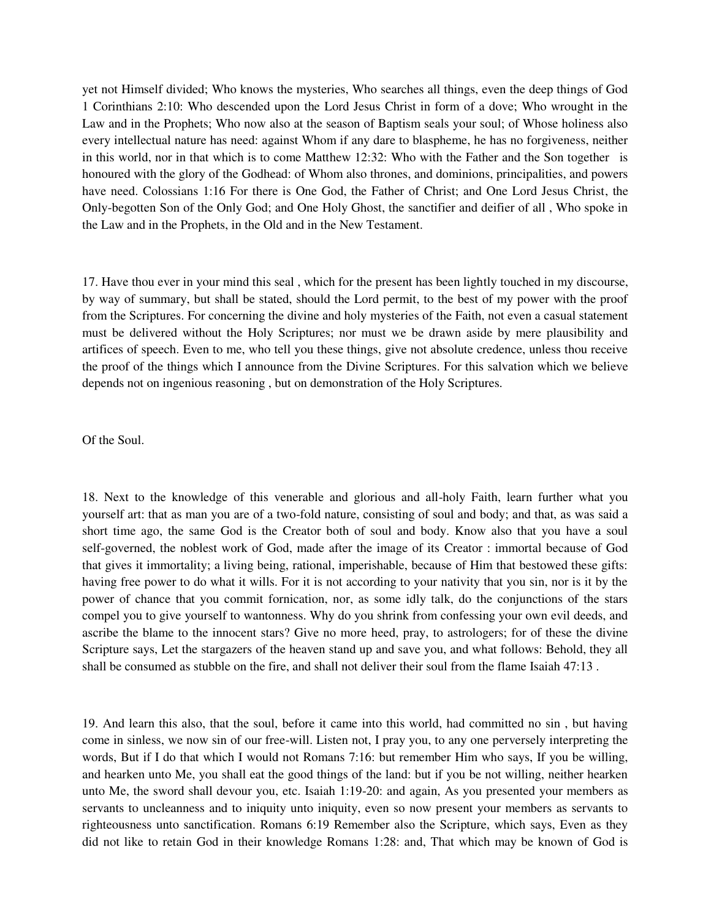yet not Himself divided; Who knows the mysteries, Who searches all things, even the deep things of God 1 Corinthians 2:10: Who descended upon the Lord Jesus Christ in form of a dove; Who wrought in the Law and in the Prophets; Who now also at the season of Baptism seals your soul; of Whose holiness also every intellectual nature has need: against Whom if any dare to blaspheme, he has no forgiveness, neither in this world, nor in that which is to come Matthew 12:32: Who with the Father and the Son together is honoured with the glory of the Godhead: of Whom also thrones, and dominions, principalities, and powers have need. Colossians 1:16 For there is One God, the Father of Christ; and One Lord Jesus Christ, the Only-begotten Son of the Only God; and One Holy Ghost, the sanctifier and deifier of all , Who spoke in the Law and in the Prophets, in the Old and in the New Testament.

17. Have thou ever in your mind this seal , which for the present has been lightly touched in my discourse, by way of summary, but shall be stated, should the Lord permit, to the best of my power with the proof from the Scriptures. For concerning the divine and holy mysteries of the Faith, not even a casual statement must be delivered without the Holy Scriptures; nor must we be drawn aside by mere plausibility and artifices of speech. Even to me, who tell you these things, give not absolute credence, unless thou receive the proof of the things which I announce from the Divine Scriptures. For this salvation which we believe depends not on ingenious reasoning , but on demonstration of the Holy Scriptures.

Of the Soul.

18. Next to the knowledge of this venerable and glorious and all-holy Faith, learn further what you yourself art: that as man you are of a two-fold nature, consisting of soul and body; and that, as was said a short time ago, the same God is the Creator both of soul and body. Know also that you have a soul self-governed, the noblest work of God, made after the image of its Creator : immortal because of God that gives it immortality; a living being, rational, imperishable, because of Him that bestowed these gifts: having free power to do what it wills. For it is not according to your nativity that you sin, nor is it by the power of chance that you commit fornication, nor, as some idly talk, do the conjunctions of the stars compel you to give yourself to wantonness. Why do you shrink from confessing your own evil deeds, and ascribe the blame to the innocent stars? Give no more heed, pray, to astrologers; for of these the divine Scripture says, Let the stargazers of the heaven stand up and save you, and what follows: Behold, they all shall be consumed as stubble on the fire, and shall not deliver their soul from the flame Isaiah 47:13 .

19. And learn this also, that the soul, before it came into this world, had committed no sin , but having come in sinless, we now sin of our free-will. Listen not, I pray you, to any one perversely interpreting the words, But if I do that which I would not Romans 7:16: but remember Him who says, If you be willing, and hearken unto Me, you shall eat the good things of the land: but if you be not willing, neither hearken unto Me, the sword shall devour you, etc. Isaiah 1:19-20: and again, As you presented your members as servants to uncleanness and to iniquity unto iniquity, even so now present your members as servants to righteousness unto sanctification. Romans 6:19 Remember also the Scripture, which says, Even as they did not like to retain God in their knowledge Romans 1:28: and, That which may be known of God is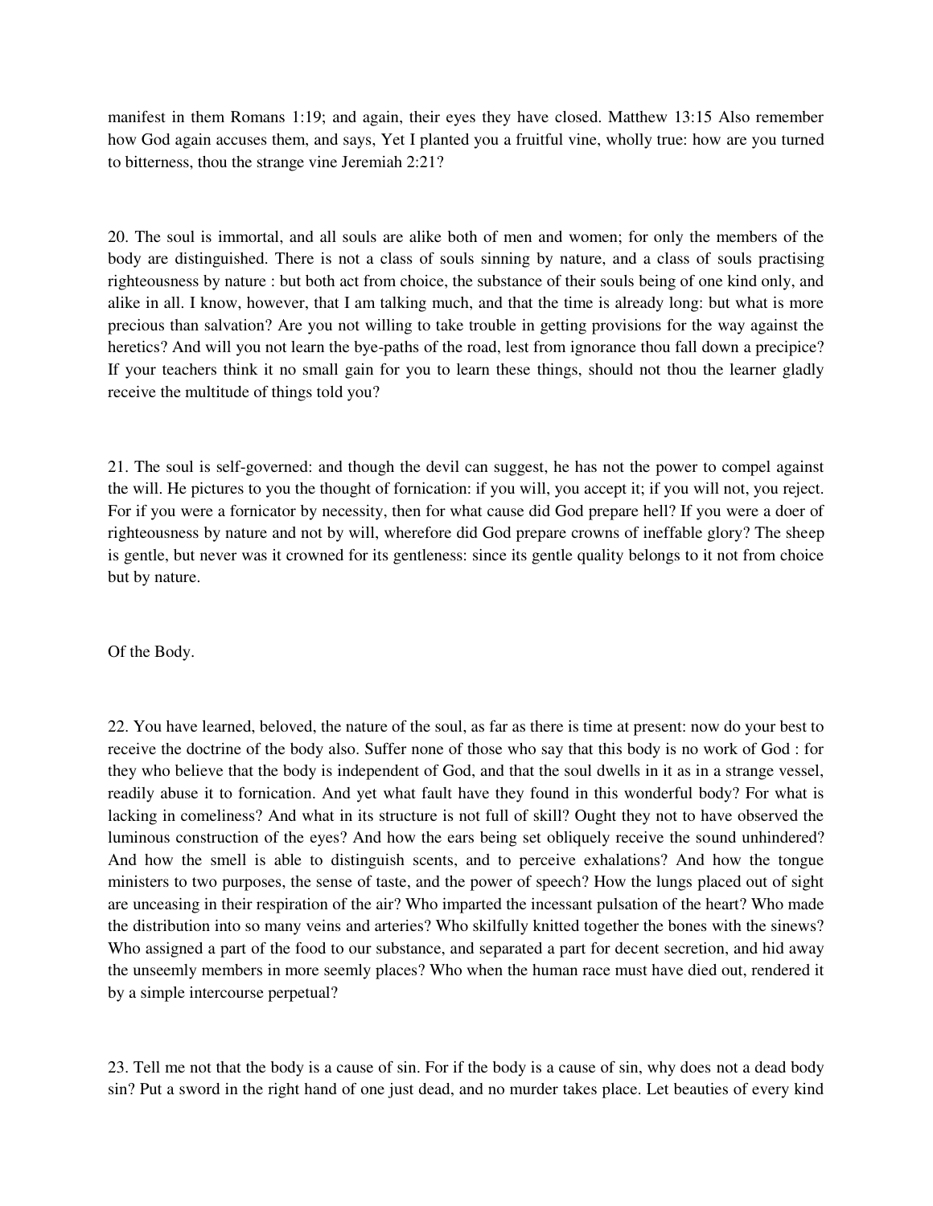manifest in them Romans 1:19; and again, their eyes they have closed. Matthew 13:15 Also remember how God again accuses them, and says, Yet I planted you a fruitful vine, wholly true: how are you turned to bitterness, thou the strange vine Jeremiah 2:21?

20. The soul is immortal, and all souls are alike both of men and women; for only the members of the body are distinguished. There is not a class of souls sinning by nature, and a class of souls practising righteousness by nature : but both act from choice, the substance of their souls being of one kind only, and alike in all. I know, however, that I am talking much, and that the time is already long: but what is more precious than salvation? Are you not willing to take trouble in getting provisions for the way against the heretics? And will you not learn the bye-paths of the road, lest from ignorance thou fall down a precipice? If your teachers think it no small gain for you to learn these things, should not thou the learner gladly receive the multitude of things told you?

21. The soul is self-governed: and though the devil can suggest, he has not the power to compel against the will. He pictures to you the thought of fornication: if you will, you accept it; if you will not, you reject. For if you were a fornicator by necessity, then for what cause did God prepare hell? If you were a doer of righteousness by nature and not by will, wherefore did God prepare crowns of ineffable glory? The sheep is gentle, but never was it crowned for its gentleness: since its gentle quality belongs to it not from choice but by nature.

## Of the Body.

22. You have learned, beloved, the nature of the soul, as far as there is time at present: now do your best to receive the doctrine of the body also. Suffer none of those who say that this body is no work of God : for they who believe that the body is independent of God, and that the soul dwells in it as in a strange vessel, readily abuse it to fornication. And yet what fault have they found in this wonderful body? For what is lacking in comeliness? And what in its structure is not full of skill? Ought they not to have observed the luminous construction of the eyes? And how the ears being set obliquely receive the sound unhindered? And how the smell is able to distinguish scents, and to perceive exhalations? And how the tongue ministers to two purposes, the sense of taste, and the power of speech? How the lungs placed out of sight are unceasing in their respiration of the air? Who imparted the incessant pulsation of the heart? Who made the distribution into so many veins and arteries? Who skilfully knitted together the bones with the sinews? Who assigned a part of the food to our substance, and separated a part for decent secretion, and hid away the unseemly members in more seemly places? Who when the human race must have died out, rendered it by a simple intercourse perpetual?

23. Tell me not that the body is a cause of sin. For if the body is a cause of sin, why does not a dead body sin? Put a sword in the right hand of one just dead, and no murder takes place. Let beauties of every kind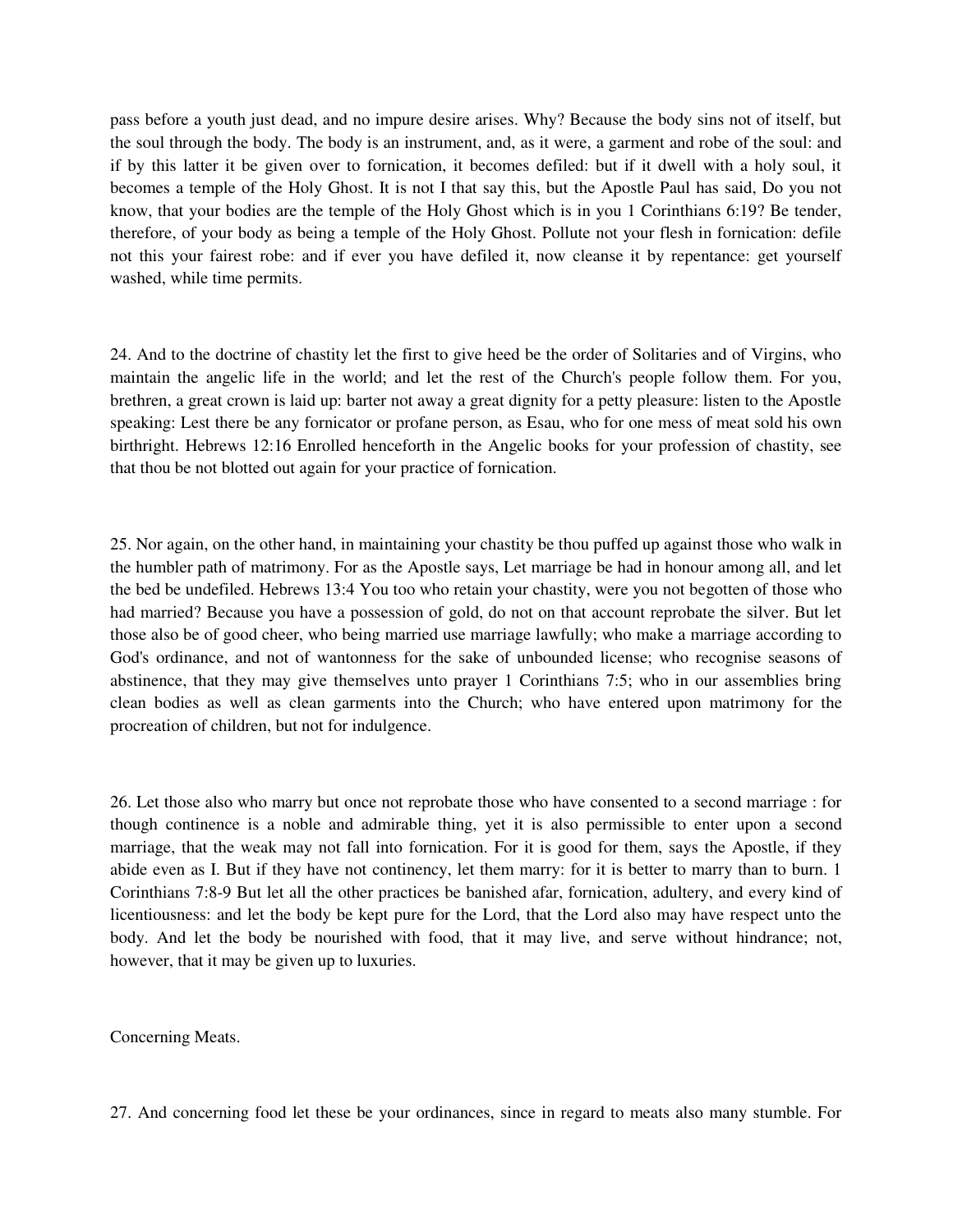pass before a youth just dead, and no impure desire arises. Why? Because the body sins not of itself, but the soul through the body. The body is an instrument, and, as it were, a garment and robe of the soul: and if by this latter it be given over to fornication, it becomes defiled: but if it dwell with a holy soul, it becomes a temple of the Holy Ghost. It is not I that say this, but the Apostle Paul has said, Do you not know, that your bodies are the temple of the Holy Ghost which is in you 1 Corinthians 6:19? Be tender, therefore, of your body as being a temple of the Holy Ghost. Pollute not your flesh in fornication: defile not this your fairest robe: and if ever you have defiled it, now cleanse it by repentance: get yourself washed, while time permits.

24. And to the doctrine of chastity let the first to give heed be the order of Solitaries and of Virgins, who maintain the angelic life in the world; and let the rest of the Church's people follow them. For you, brethren, a great crown is laid up: barter not away a great dignity for a petty pleasure: listen to the Apostle speaking: Lest there be any fornicator or profane person, as Esau, who for one mess of meat sold his own birthright. Hebrews 12:16 Enrolled henceforth in the Angelic books for your profession of chastity, see that thou be not blotted out again for your practice of fornication.

25. Nor again, on the other hand, in maintaining your chastity be thou puffed up against those who walk in the humbler path of matrimony. For as the Apostle says, Let marriage be had in honour among all, and let the bed be undefiled. Hebrews 13:4 You too who retain your chastity, were you not begotten of those who had married? Because you have a possession of gold, do not on that account reprobate the silver. But let those also be of good cheer, who being married use marriage lawfully; who make a marriage according to God's ordinance, and not of wantonness for the sake of unbounded license; who recognise seasons of abstinence, that they may give themselves unto prayer 1 Corinthians 7:5; who in our assemblies bring clean bodies as well as clean garments into the Church; who have entered upon matrimony for the procreation of children, but not for indulgence.

26. Let those also who marry but once not reprobate those who have consented to a second marriage : for though continence is a noble and admirable thing, yet it is also permissible to enter upon a second marriage, that the weak may not fall into fornication. For it is good for them, says the Apostle, if they abide even as I. But if they have not continency, let them marry: for it is better to marry than to burn. 1 Corinthians 7:8-9 But let all the other practices be banished afar, fornication, adultery, and every kind of licentiousness: and let the body be kept pure for the Lord, that the Lord also may have respect unto the body. And let the body be nourished with food, that it may live, and serve without hindrance; not, however, that it may be given up to luxuries.

Concerning Meats.

27. And concerning food let these be your ordinances, since in regard to meats also many stumble. For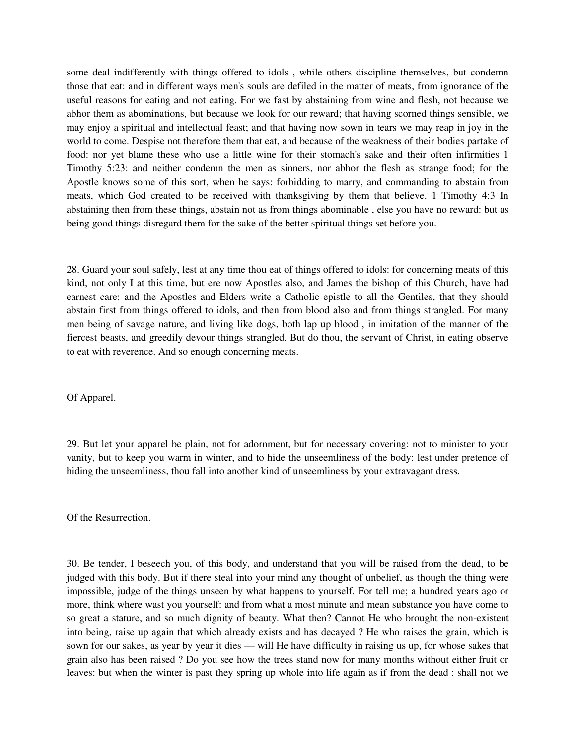some deal indifferently with things offered to idols , while others discipline themselves, but condemn those that eat: and in different ways men's souls are defiled in the matter of meats, from ignorance of the useful reasons for eating and not eating. For we fast by abstaining from wine and flesh, not because we abhor them as abominations, but because we look for our reward; that having scorned things sensible, we may enjoy a spiritual and intellectual feast; and that having now sown in tears we may reap in joy in the world to come. Despise not therefore them that eat, and because of the weakness of their bodies partake of food: nor yet blame these who use a little wine for their stomach's sake and their often infirmities 1 Timothy 5:23: and neither condemn the men as sinners, nor abhor the flesh as strange food; for the Apostle knows some of this sort, when he says: forbidding to marry, and commanding to abstain from meats, which God created to be received with thanksgiving by them that believe. 1 Timothy 4:3 In abstaining then from these things, abstain not as from things abominable , else you have no reward: but as being good things disregard them for the sake of the better spiritual things set before you.

28. Guard your soul safely, lest at any time thou eat of things offered to idols: for concerning meats of this kind, not only I at this time, but ere now Apostles also, and James the bishop of this Church, have had earnest care: and the Apostles and Elders write a Catholic epistle to all the Gentiles, that they should abstain first from things offered to idols, and then from blood also and from things strangled. For many men being of savage nature, and living like dogs, both lap up blood , in imitation of the manner of the fiercest beasts, and greedily devour things strangled. But do thou, the servant of Christ, in eating observe to eat with reverence. And so enough concerning meats.

Of Apparel.

29. But let your apparel be plain, not for adornment, but for necessary covering: not to minister to your vanity, but to keep you warm in winter, and to hide the unseemliness of the body: lest under pretence of hiding the unseemliness, thou fall into another kind of unseemliness by your extravagant dress.

Of the Resurrection.

30. Be tender, I beseech you, of this body, and understand that you will be raised from the dead, to be judged with this body. But if there steal into your mind any thought of unbelief, as though the thing were impossible, judge of the things unseen by what happens to yourself. For tell me; a hundred years ago or more, think where wast you yourself: and from what a most minute and mean substance you have come to so great a stature, and so much dignity of beauty. What then? Cannot He who brought the non-existent into being, raise up again that which already exists and has decayed ? He who raises the grain, which is sown for our sakes, as year by year it dies — will He have difficulty in raising us up, for whose sakes that grain also has been raised ? Do you see how the trees stand now for many months without either fruit or leaves: but when the winter is past they spring up whole into life again as if from the dead : shall not we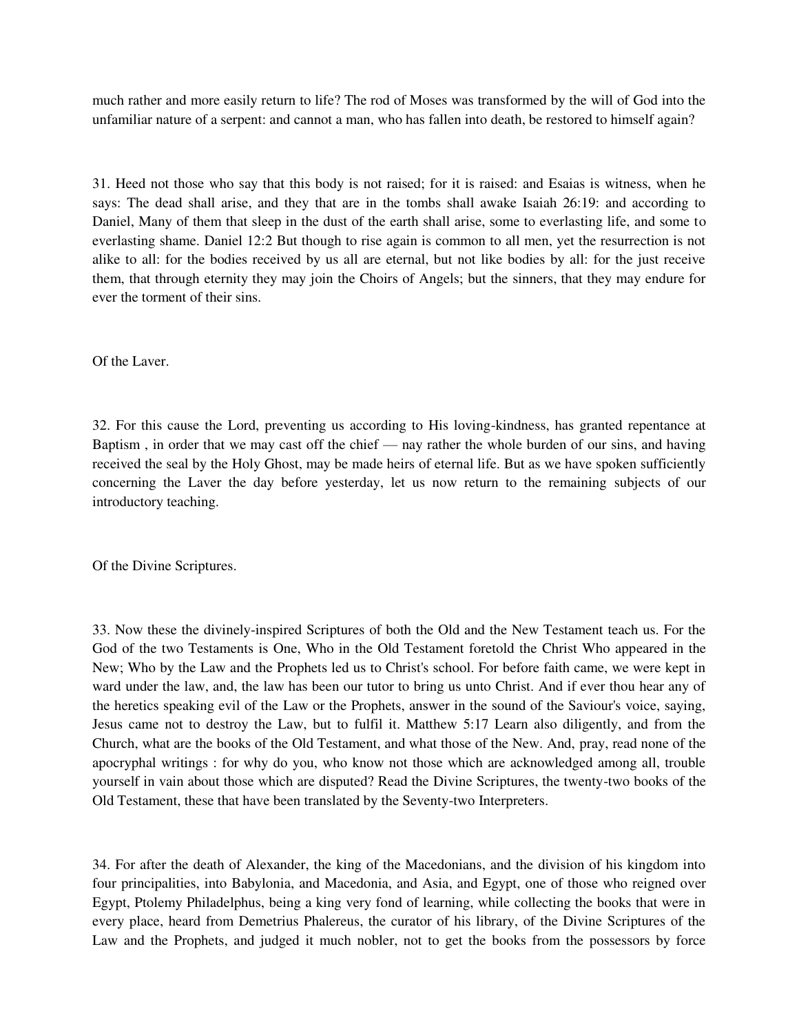much rather and more easily return to life? The rod of Moses was transformed by the will of God into the unfamiliar nature of a serpent: and cannot a man, who has fallen into death, be restored to himself again?

31. Heed not those who say that this body is not raised; for it is raised: and Esaias is witness, when he says: The dead shall arise, and they that are in the tombs shall awake Isaiah 26:19: and according to Daniel, Many of them that sleep in the dust of the earth shall arise, some to everlasting life, and some to everlasting shame. Daniel 12:2 But though to rise again is common to all men, yet the resurrection is not alike to all: for the bodies received by us all are eternal, but not like bodies by all: for the just receive them, that through eternity they may join the Choirs of Angels; but the sinners, that they may endure for ever the torment of their sins.

### Of the Laver.

32. For this cause the Lord, preventing us according to His loving-kindness, has granted repentance at Baptism , in order that we may cast off the chief — nay rather the whole burden of our sins, and having received the seal by the Holy Ghost, may be made heirs of eternal life. But as we have spoken sufficiently concerning the Laver the day before yesterday, let us now return to the remaining subjects of our introductory teaching.

### Of the Divine Scriptures.

33. Now these the divinely-inspired Scriptures of both the Old and the New Testament teach us. For the God of the two Testaments is One, Who in the Old Testament foretold the Christ Who appeared in the New; Who by the Law and the Prophets led us to Christ's school. For before faith came, we were kept in ward under the law, and, the law has been our tutor to bring us unto Christ. And if ever thou hear any of the heretics speaking evil of the Law or the Prophets, answer in the sound of the Saviour's voice, saying, Jesus came not to destroy the Law, but to fulfil it. Matthew 5:17 Learn also diligently, and from the Church, what are the books of the Old Testament, and what those of the New. And, pray, read none of the apocryphal writings : for why do you, who know not those which are acknowledged among all, trouble yourself in vain about those which are disputed? Read the Divine Scriptures, the twenty-two books of the Old Testament, these that have been translated by the Seventy-two Interpreters.

34. For after the death of Alexander, the king of the Macedonians, and the division of his kingdom into four principalities, into Babylonia, and Macedonia, and Asia, and Egypt, one of those who reigned over Egypt, Ptolemy Philadelphus, being a king very fond of learning, while collecting the books that were in every place, heard from Demetrius Phalereus, the curator of his library, of the Divine Scriptures of the Law and the Prophets, and judged it much nobler, not to get the books from the possessors by force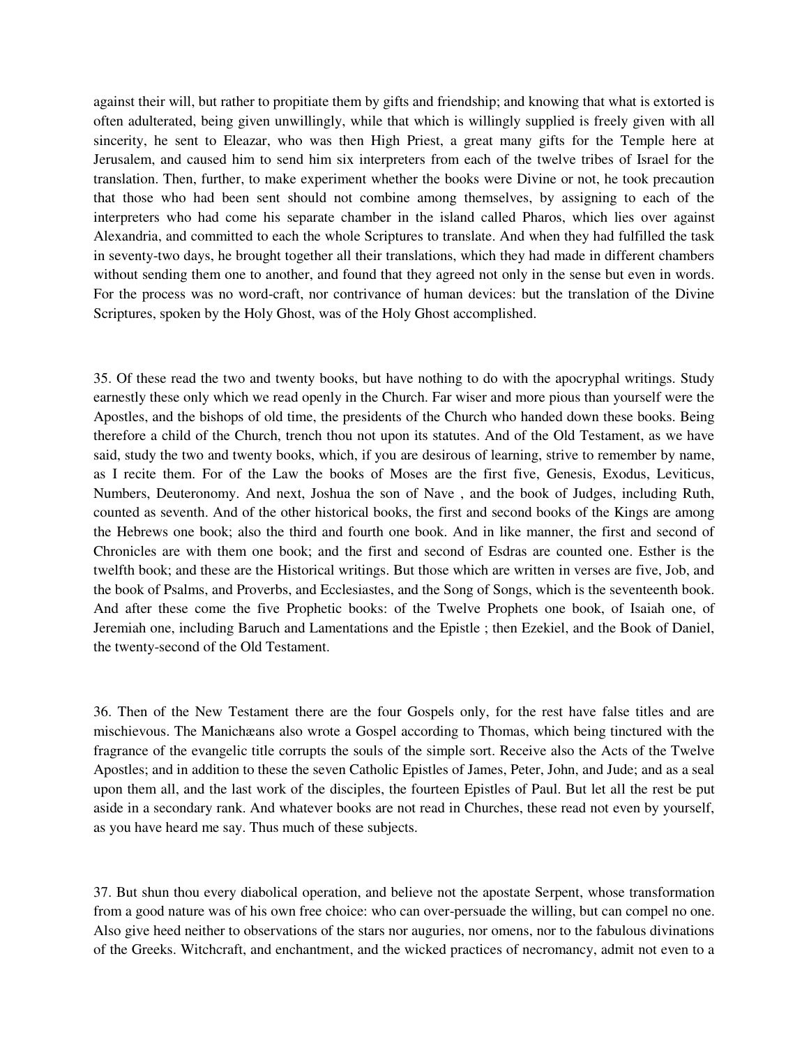against their will, but rather to propitiate them by gifts and friendship; and knowing that what is extorted is often adulterated, being given unwillingly, while that which is willingly supplied is freely given with all sincerity, he sent to Eleazar, who was then High Priest, a great many gifts for the Temple here at Jerusalem, and caused him to send him six interpreters from each of the twelve tribes of Israel for the translation. Then, further, to make experiment whether the books were Divine or not, he took precaution that those who had been sent should not combine among themselves, by assigning to each of the interpreters who had come his separate chamber in the island called Pharos, which lies over against Alexandria, and committed to each the whole Scriptures to translate. And when they had fulfilled the task in seventy-two days, he brought together all their translations, which they had made in different chambers without sending them one to another, and found that they agreed not only in the sense but even in words. For the process was no word-craft, nor contrivance of human devices: but the translation of the Divine Scriptures, spoken by the Holy Ghost, was of the Holy Ghost accomplished.

35. Of these read the two and twenty books, but have nothing to do with the apocryphal writings. Study earnestly these only which we read openly in the Church. Far wiser and more pious than yourself were the Apostles, and the bishops of old time, the presidents of the Church who handed down these books. Being therefore a child of the Church, trench thou not upon its statutes. And of the Old Testament, as we have said, study the two and twenty books, which, if you are desirous of learning, strive to remember by name, as I recite them. For of the Law the books of Moses are the first five, Genesis, Exodus, Leviticus, Numbers, Deuteronomy. And next, Joshua the son of Nave , and the book of Judges, including Ruth, counted as seventh. And of the other historical books, the first and second books of the Kings are among the Hebrews one book; also the third and fourth one book. And in like manner, the first and second of Chronicles are with them one book; and the first and second of Esdras are counted one. Esther is the twelfth book; and these are the Historical writings. But those which are written in verses are five, Job, and the book of Psalms, and Proverbs, and Ecclesiastes, and the Song of Songs, which is the seventeenth book. And after these come the five Prophetic books: of the Twelve Prophets one book, of Isaiah one, of Jeremiah one, including Baruch and Lamentations and the Epistle ; then Ezekiel, and the Book of Daniel, the twenty-second of the Old Testament.

36. Then of the New Testament there are the four Gospels only, for the rest have false titles and are mischievous. The Manichæans also wrote a Gospel according to Thomas, which being tinctured with the fragrance of the evangelic title corrupts the souls of the simple sort. Receive also the Acts of the Twelve Apostles; and in addition to these the seven Catholic Epistles of James, Peter, John, and Jude; and as a seal upon them all, and the last work of the disciples, the fourteen Epistles of Paul. But let all the rest be put aside in a secondary rank. And whatever books are not read in Churches, these read not even by yourself, as you have heard me say. Thus much of these subjects.

37. But shun thou every diabolical operation, and believe not the apostate Serpent, whose transformation from a good nature was of his own free choice: who can over-persuade the willing, but can compel no one. Also give heed neither to observations of the stars nor auguries, nor omens, nor to the fabulous divinations of the Greeks. Witchcraft, and enchantment, and the wicked practices of necromancy, admit not even to a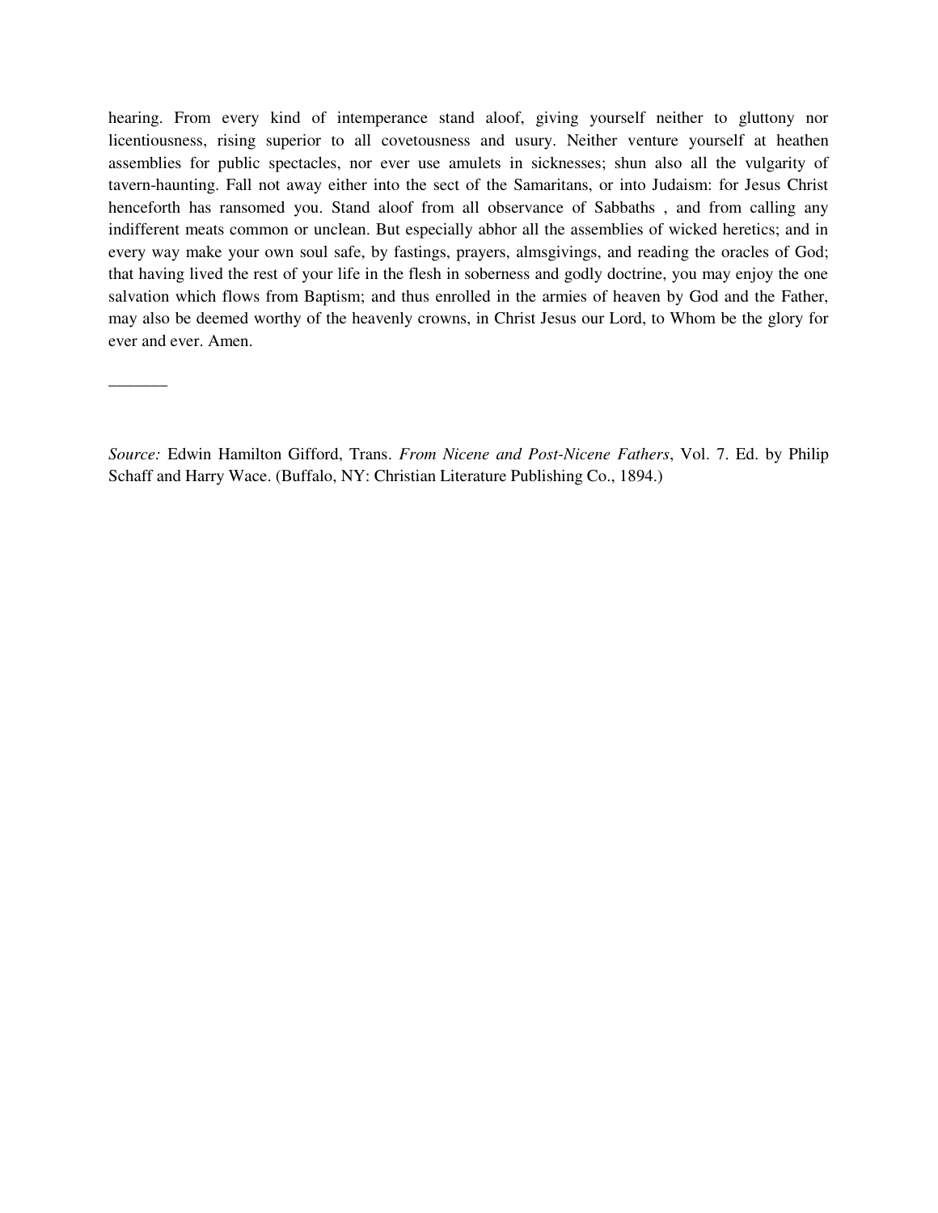hearing. From every kind of intemperance stand aloof, giving yourself neither to gluttony nor licentiousness, rising superior to all covetousness and usury. Neither venture yourself at heathen assemblies for public spectacles, nor ever use amulets in sicknesses; shun also all the vulgarity of tavern-haunting. Fall not away either into the sect of the Samaritans, or into Judaism: for Jesus Christ henceforth has ransomed you. Stand aloof from all observance of Sabbaths , and from calling any indifferent meats common or unclean. But especially abhor all the assemblies of wicked heretics; and in every way make your own soul safe, by fastings, prayers, almsgivings, and reading the oracles of God; that having lived the rest of your life in the flesh in soberness and godly doctrine, you may enjoy the one salvation which flows from Baptism; and thus enrolled in the armies of heaven by God and the Father, may also be deemed worthy of the heavenly crowns, in Christ Jesus our Lord, to Whom be the glory for ever and ever. Amen.

_______

*Source:* Edwin Hamilton Gifford, Trans. *From Nicene and Post-Nicene Fathers*, Vol. 7. Ed. by Philip Schaff and Harry Wace. (Buffalo, NY: Christian Literature Publishing Co., 1894.)